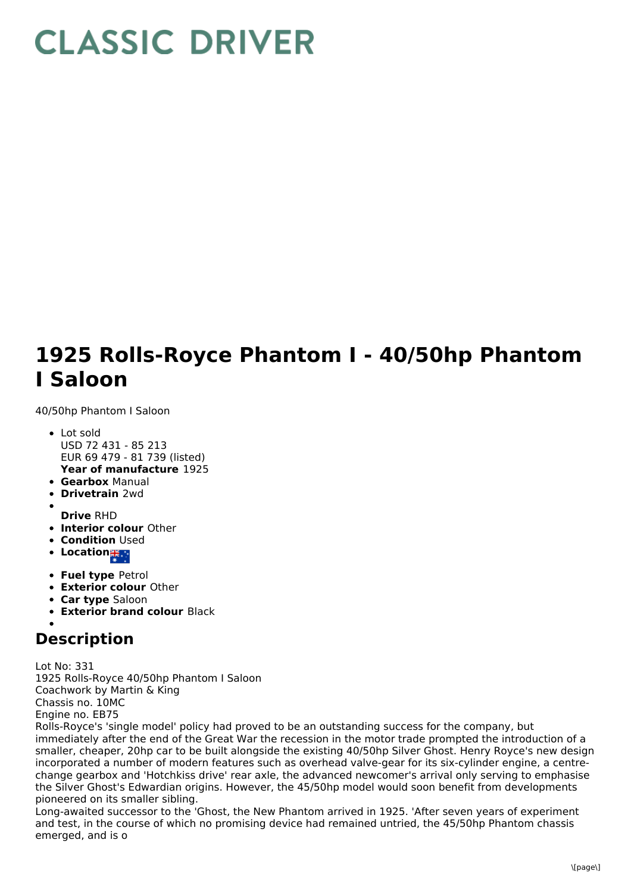# CLASSIC DRIVER

# 1925 Rolls-Royce Phantom I - 40/50hp Phantom I Saloon

40/50hp Phantom I Saloon

- Lot sold
  USD 72 431 - 85 213
  EUR 69 479 - 81 739 (listed)
  **Year of manufacture** 1925
- **Gearbox** Manual
- **Drivetrain** 2wd
- **Drive** RHD
- **Interior colour** Other
- **Condition** Used
- **Location**
- **Fuel type** Petrol
- **Exterior colour** Other
- **Car type** Saloon
- **Exterior brand colour** Black

## Description

Lot No: 331
1925 Rolls-Royce 40/50hp Phantom I Saloon
Coachwork by Martin & King
Chassis no. 10MC
Engine no. EB75
Rolls-Royce's 'single model' policy had proved to be an outstanding success for the company, but immediately after the end of the Great War the recession in the motor trade prompted the introduction of a smaller, cheaper, 20hp car to be built alongside the existing 40/50hp Silver Ghost. Henry Royce's new design incorporated a number of modern features such as overhead valve-gear for its six-cylinder engine, a centre-change gearbox and 'Hotchkiss drive' rear axle, the advanced newcomer's arrival only serving to emphasise the Silver Ghost's Edwardian origins. However, the 45/50hp model would soon benefit from developments pioneered on its smaller sibling.
Long-awaited successor to the 'Ghost, the New Phantom arrived in 1925. 'After seven years of experiment and test, in the course of which no promising device had remained untried, the 45/50hp Phantom chassis emerged, and is o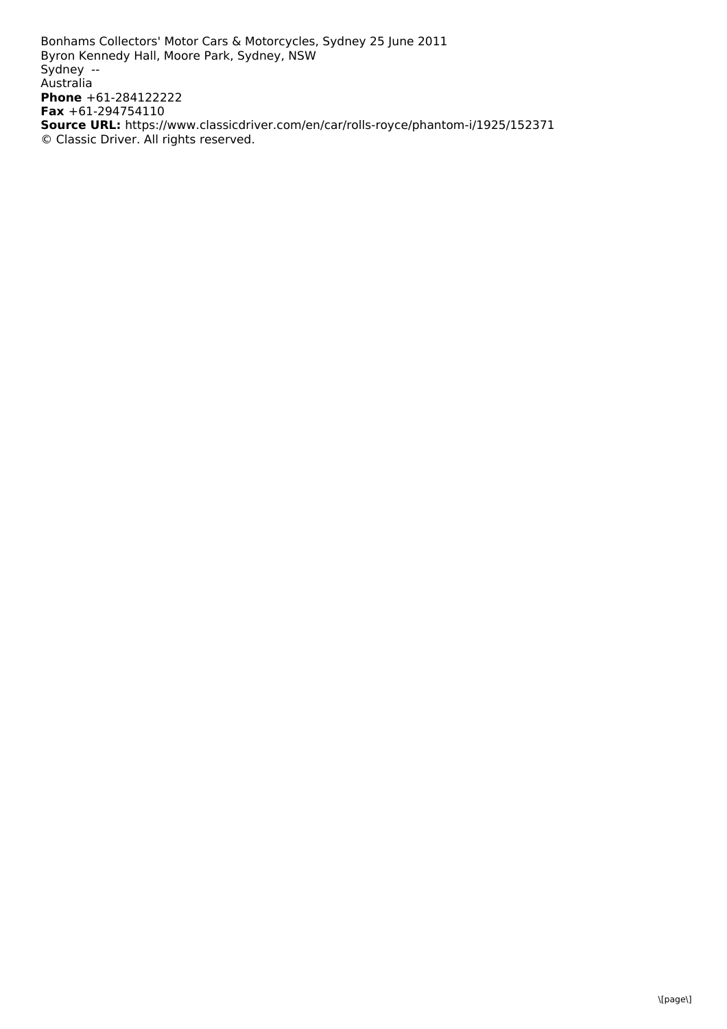Bonhams Collectors' Motor Cars & Motorcycles, Sydney 25 June 2011
Byron Kennedy Hall, Moore Park, Sydney, NSW
Sydney --
Australia
**Phone** +61-284122222
**Fax** +61-294754110
**Source URL:** https://www.classicdriver.com/en/car/rolls-royce/phantom-i/1925/152371
© Classic Driver. All rights reserved.